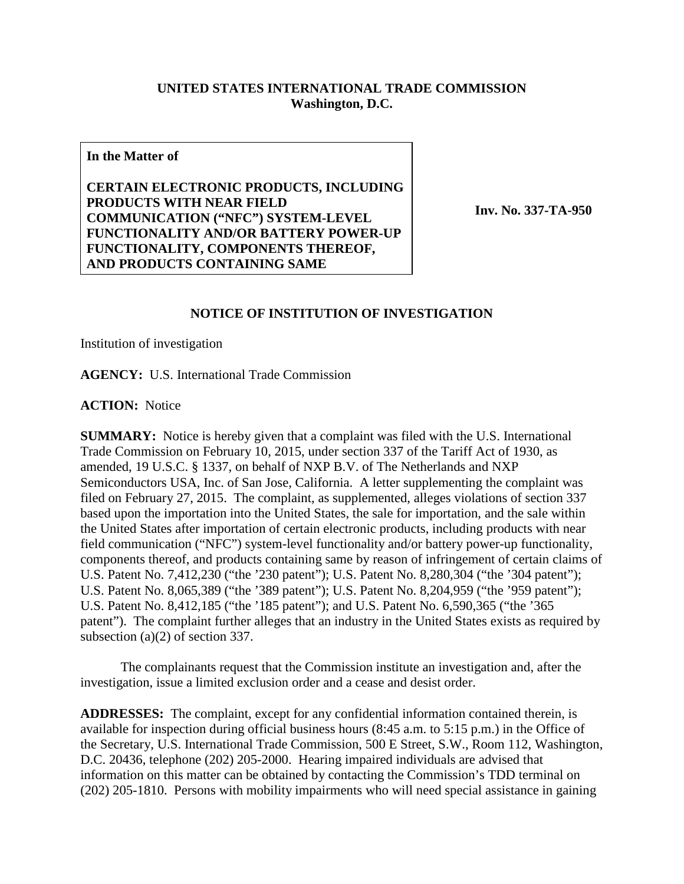**UNITED STATES INTERNATIONAL TRADE COMMISSION**
**Washington, D.C.**

| **In the Matter of**<br><br>**CERTAIN ELECTRONIC PRODUCTS, INCLUDING PRODUCTS WITH NEAR FIELD COMMUNICATION ("NFC") SYSTEM-LEVEL FUNCTIONALITY AND/OR BATTERY POWER-UP FUNCTIONALITY, COMPONENTS THEREOF, AND PRODUCTS CONTAINING SAME** | **Inv. No. 337-TA-950** |
|---|---|

## NOTICE OF INSTITUTION OF INVESTIGATION

Institution of investigation

**AGENCY:** U.S. International Trade Commission

**ACTION:** Notice

**SUMMARY:** Notice is hereby given that a complaint was filed with the U.S. International Trade Commission on February 10, 2015, under section 337 of the Tariff Act of 1930, as amended, 19 U.S.C. § 1337, on behalf of NXP B.V. of The Netherlands and NXP Semiconductors USA, Inc. of San Jose, California. A letter supplementing the complaint was filed on February 27, 2015. The complaint, as supplemented, alleges violations of section 337 based upon the importation into the United States, the sale for importation, and the sale within the United States after importation of certain electronic products, including products with near field communication ("NFC") system-level functionality and/or battery power-up functionality, components thereof, and products containing same by reason of infringement of certain claims of U.S. Patent No. 7,412,230 ("the '230 patent"); U.S. Patent No. 8,280,304 ("the '304 patent"); U.S. Patent No. 8,065,389 ("the '389 patent"); U.S. Patent No. 8,204,959 ("the '959 patent"); U.S. Patent No. 8,412,185 ("the '185 patent"); and U.S. Patent No. 6,590,365 ("the '365 patent"). The complaint further alleges that an industry in the United States exists as required by subsection (a)(2) of section 337.

The complainants request that the Commission institute an investigation and, after the investigation, issue a limited exclusion order and a cease and desist order.

**ADDRESSES:** The complaint, except for any confidential information contained therein, is available for inspection during official business hours (8:45 a.m. to 5:15 p.m.) in the Office of the Secretary, U.S. International Trade Commission, 500 E Street, S.W., Room 112, Washington, D.C. 20436, telephone (202) 205-2000. Hearing impaired individuals are advised that information on this matter can be obtained by contacting the Commission's TDD terminal on (202) 205-1810. Persons with mobility impairments who will need special assistance in gaining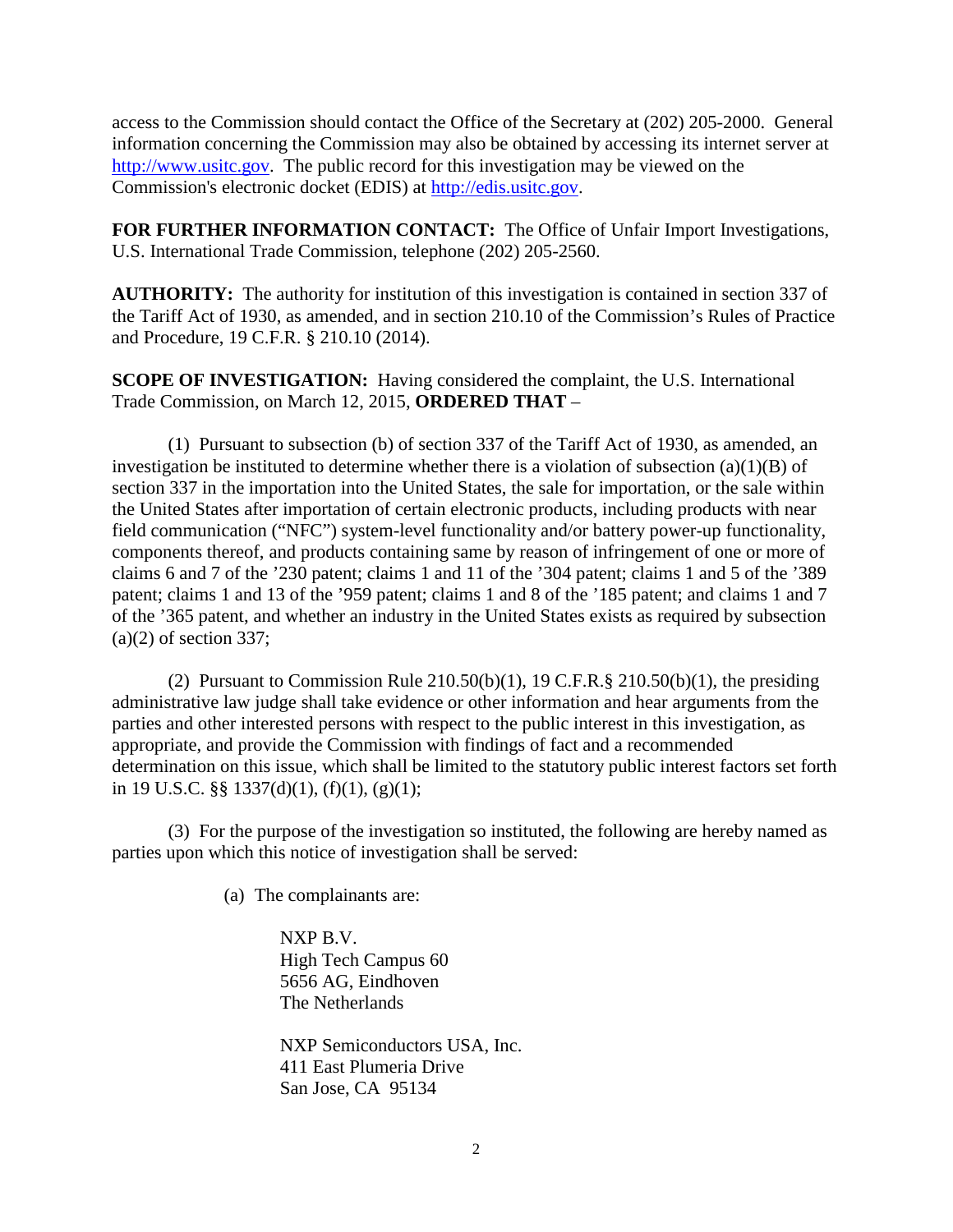access to the Commission should contact the Office of the Secretary at (202) 205-2000. General information concerning the Commission may also be obtained by accessing its internet server at http://www.usitc.gov. The public record for this investigation may be viewed on the Commission's electronic docket (EDIS) at http://edis.usitc.gov.

**FOR FURTHER INFORMATION CONTACT:** The Office of Unfair Import Investigations, U.S. International Trade Commission, telephone (202) 205-2560.

**AUTHORITY:** The authority for institution of this investigation is contained in section 337 of the Tariff Act of 1930, as amended, and in section 210.10 of the Commission's Rules of Practice and Procedure, 19 C.F.R. § 210.10 (2014).

**SCOPE OF INVESTIGATION:** Having considered the complaint, the U.S. International Trade Commission, on March 12, 2015, **ORDERED THAT** –

(1) Pursuant to subsection (b) of section 337 of the Tariff Act of 1930, as amended, an investigation be instituted to determine whether there is a violation of subsection (a)(1)(B) of section 337 in the importation into the United States, the sale for importation, or the sale within the United States after importation of certain electronic products, including products with near field communication ("NFC") system-level functionality and/or battery power-up functionality, components thereof, and products containing same by reason of infringement of one or more of claims 6 and 7 of the '230 patent; claims 1 and 11 of the '304 patent; claims 1 and 5 of the '389 patent; claims 1 and 13 of the '959 patent; claims 1 and 8 of the '185 patent; and claims 1 and 7 of the '365 patent, and whether an industry in the United States exists as required by subsection (a)(2) of section 337;

(2) Pursuant to Commission Rule 210.50(b)(1), 19 C.F.R.§ 210.50(b)(1), the presiding administrative law judge shall take evidence or other information and hear arguments from the parties and other interested persons with respect to the public interest in this investigation, as appropriate, and provide the Commission with findings of fact and a recommended determination on this issue, which shall be limited to the statutory public interest factors set forth in 19 U.S.C. §§ 1337(d)(1), (f)(1), (g)(1);

(3) For the purpose of the investigation so instituted, the following are hereby named as parties upon which this notice of investigation shall be served:

(a) The complainants are:

NXP B.V.
High Tech Campus 60
5656 AG, Eindhoven
The Netherlands

NXP Semiconductors USA, Inc.
411 East Plumeria Drive
San Jose, CA 95134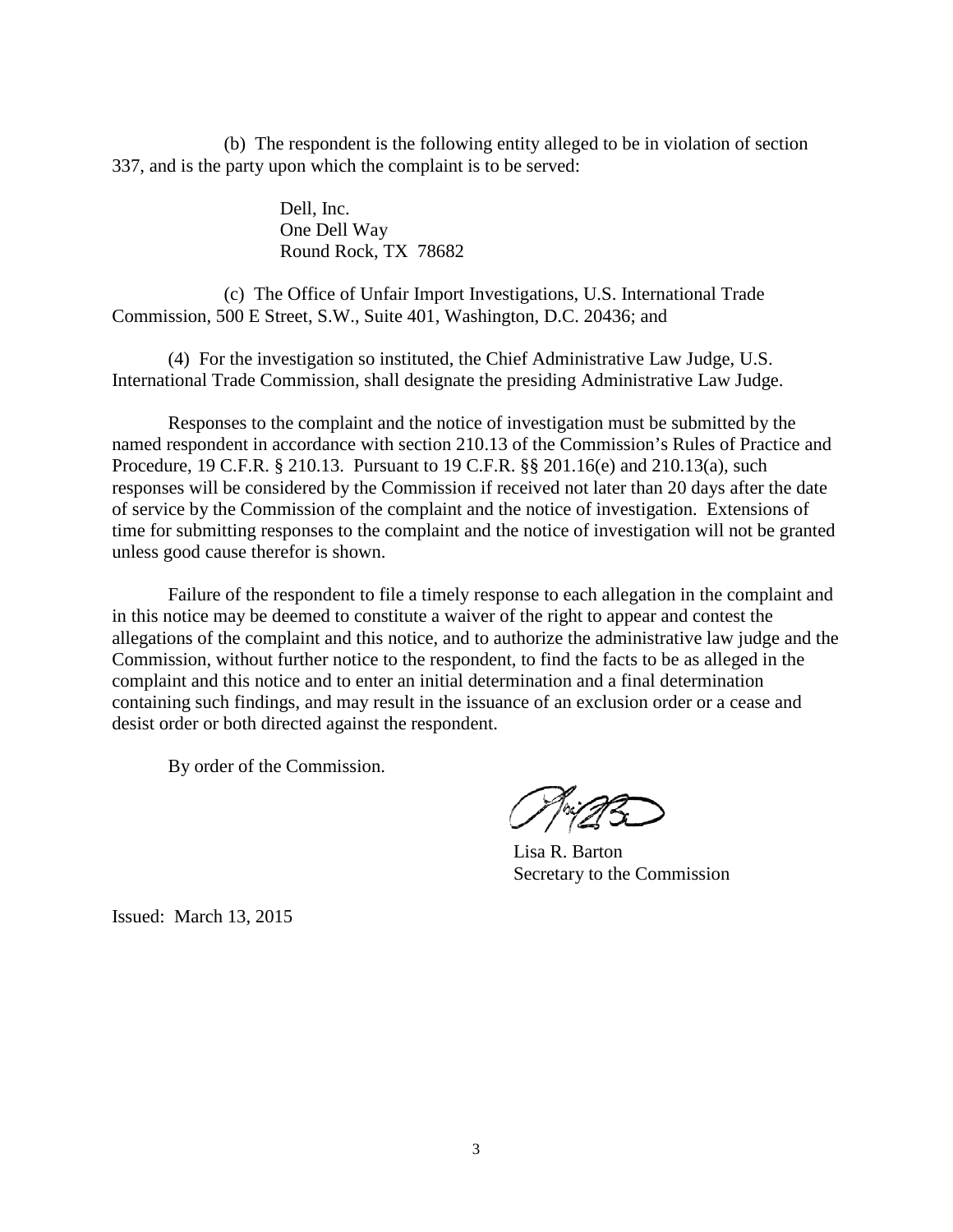(b) The respondent is the following entity alleged to be in violation of section 337, and is the party upon which the complaint is to be served:

Dell, Inc.
One Dell Way
Round Rock, TX 78682

(c) The Office of Unfair Import Investigations, U.S. International Trade Commission, 500 E Street, S.W., Suite 401, Washington, D.C. 20436; and

(4) For the investigation so instituted, the Chief Administrative Law Judge, U.S. International Trade Commission, shall designate the presiding Administrative Law Judge.

Responses to the complaint and the notice of investigation must be submitted by the named respondent in accordance with section 210.13 of the Commission's Rules of Practice and Procedure, 19 C.F.R. § 210.13. Pursuant to 19 C.F.R. §§ 201.16(e) and 210.13(a), such responses will be considered by the Commission if received not later than 20 days after the date of service by the Commission of the complaint and the notice of investigation. Extensions of time for submitting responses to the complaint and the notice of investigation will not be granted unless good cause therefor is shown.

Failure of the respondent to file a timely response to each allegation in the complaint and in this notice may be deemed to constitute a waiver of the right to appear and contest the allegations of the complaint and this notice, and to authorize the administrative law judge and the Commission, without further notice to the respondent, to find the facts to be as alleged in the complaint and this notice and to enter an initial determination and a final determination containing such findings, and may result in the issuance of an exclusion order or a cease and desist order or both directed against the respondent.

By order of the Commission.

Lisa R. Barton
Secretary to the Commission

Issued: March 13, 2015